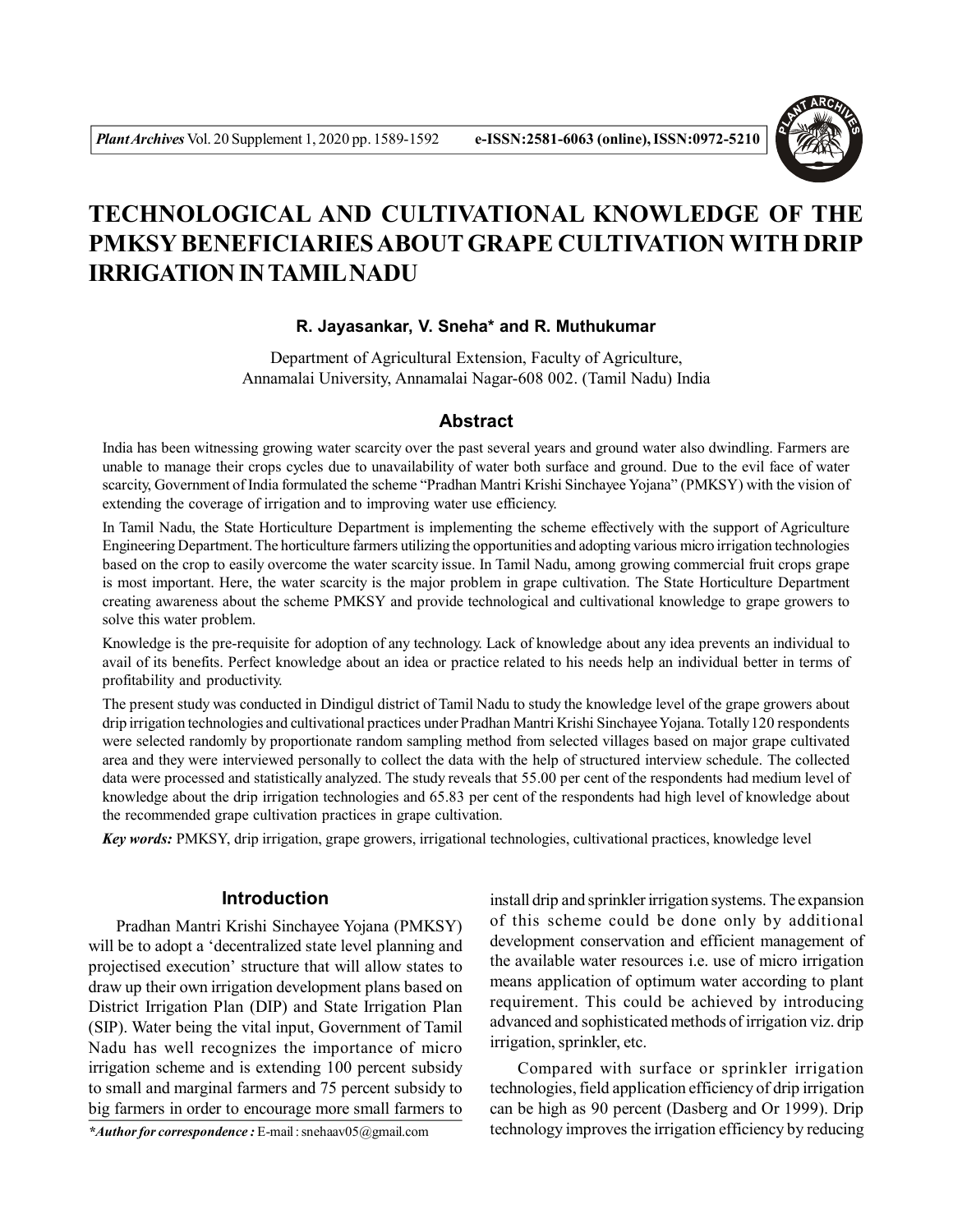# TECHNOLOGICAL AND CULTIVATIONAL KNOWLEDGE OF THE PMKSY BENEFICIARIES ABOUT GRAPE CULTIVATION WITH DRIP IRRIGATION IN TAMIL NADU

**R. Jayasankar, V. Sneha* and R. Muthukumar**

Department of Agricultural Extension, Faculty of Agriculture, Annamalai University, Annamalai Nagar-608 002. (Tamil Nadu) India

## Abstract

India has been witnessing growing water scarcity over the past several years and ground water also dwindling. Farmers are unable to manage their crops cycles due to unavailability of water both surface and ground. Due to the evil face of water scarcity, Government of India formulated the scheme "Pradhan Mantri Krishi Sinchayee Yojana" (PMKSY) with the vision of extending the coverage of irrigation and to improving water use efficiency.

In Tamil Nadu, the State Horticulture Department is implementing the scheme effectively with the support of Agriculture Engineering Department. The horticulture farmers utilizing the opportunities and adopting various micro irrigation technologies based on the crop to easily overcome the water scarcity issue. In Tamil Nadu, among growing commercial fruit crops grape is most important. Here, the water scarcity is the major problem in grape cultivation. The State Horticulture Department creating awareness about the scheme PMKSY and provide technological and cultivational knowledge to grape growers to solve this water problem.

Knowledge is the pre-requisite for adoption of any technology. Lack of knowledge about any idea prevents an individual to avail of its benefits. Perfect knowledge about an idea or practice related to his needs help an individual better in terms of profitability and productivity.

The present study was conducted in Dindigul district of Tamil Nadu to study the knowledge level of the grape growers about drip irrigation technologies and cultivational practices under Pradhan Mantri Krishi Sinchayee Yojana. Totally 120 respondents were selected randomly by proportionate random sampling method from selected villages based on major grape cultivated area and they were interviewed personally to collect the data with the help of structured interview schedule. The collected data were processed and statistically analyzed. The study reveals that 55.00 per cent of the respondents had medium level of knowledge about the drip irrigation technologies and 65.83 per cent of the respondents had high level of knowledge about the recommended grape cultivation practices in grape cultivation.

***Key words:*** PMKSY, drip irrigation, grape growers, irrigational technologies, cultivational practices, knowledge level

## Introduction

Pradhan Mantri Krishi Sinchayee Yojana (PMKSY) will be to adopt a 'decentralized state level planning and projectised execution' structure that will allow states to draw up their own irrigation development plans based on District Irrigation Plan (DIP) and State Irrigation Plan (SIP). Water being the vital input, Government of Tamil Nadu has well recognizes the importance of micro irrigation scheme and is extending 100 percent subsidy to small and marginal farmers and 75 percent subsidy to big farmers in order to encourage more small farmers to install drip and sprinkler irrigation systems. The expansion of this scheme could be done only by additional development conservation and efficient management of the available water resources i.e. use of micro irrigation means application of optimum water according to plant requirement. This could be achieved by introducing advanced and sophisticated methods of irrigation viz. drip irrigation, sprinkler, etc.

Compared with surface or sprinkler irrigation technologies, field application efficiency of drip irrigation can be high as 90 percent (Dasberg and Or 1999). Drip technology improves the irrigation efficiency by reducing

**\*Author for correspondence :** E-mail : snehaav05@gmail.com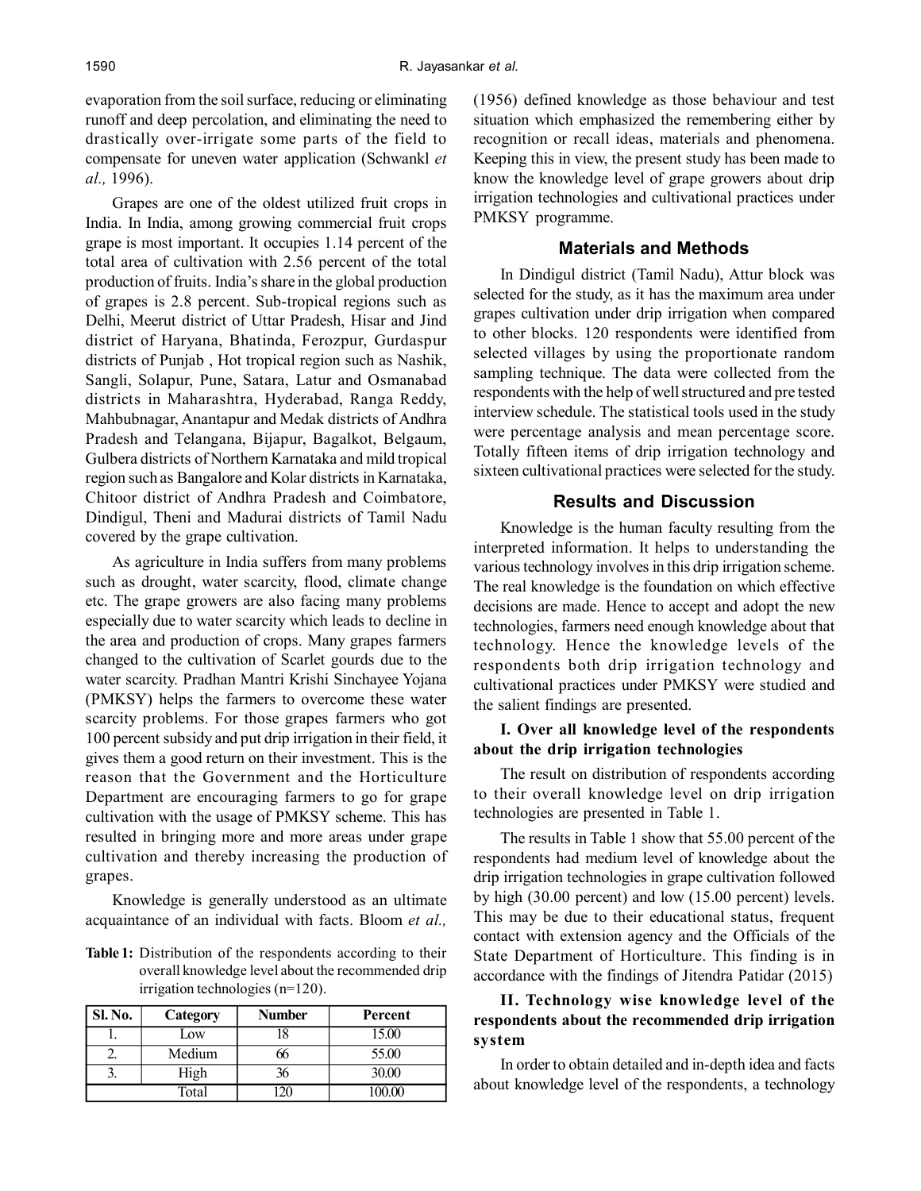evaporation from the soil surface, reducing or eliminating runoff and deep percolation, and eliminating the need to drastically over-irrigate some parts of the field to compensate for uneven water application (Schwankl *et al.,* 1996).

Grapes are one of the oldest utilized fruit crops in India. In India, among growing commercial fruit crops grape is most important. It occupies 1.14 percent of the total area of cultivation with 2.56 percent of the total production of fruits. India's share in the global production of grapes is 2.8 percent. Sub-tropical regions such as Delhi, Meerut district of Uttar Pradesh, Hisar and Jind district of Haryana, Bhatinda, Ferozpur, Gurdaspur districts of Punjab , Hot tropical region such as Nashik, Sangli, Solapur, Pune, Satara, Latur and Osmanabad districts in Maharashtra, Hyderabad, Ranga Reddy, Mahbubnagar, Anantapur and Medak districts of Andhra Pradesh and Telangana, Bijapur, Bagalkot, Belgaum, Gulbera districts of Northern Karnataka and mild tropical region such as Bangalore and Kolar districts in Karnataka, Chitoor district of Andhra Pradesh and Coimbatore, Dindigul, Theni and Madurai districts of Tamil Nadu covered by the grape cultivation.

As agriculture in India suffers from many problems such as drought, water scarcity, flood, climate change etc. The grape growers are also facing many problems especially due to water scarcity which leads to decline in the area and production of crops. Many grapes farmers changed to the cultivation of Scarlet gourds due to the water scarcity. Pradhan Mantri Krishi Sinchayee Yojana (PMKSY) helps the farmers to overcome these water scarcity problems. For those grapes farmers who got 100 percent subsidy and put drip irrigation in their field, it gives them a good return on their investment. This is the reason that the Government and the Horticulture Department are encouraging farmers to go for grape cultivation with the usage of PMKSY scheme. This has resulted in bringing more and more areas under grape cultivation and thereby increasing the production of grapes.

Knowledge is generally understood as an ultimate acquaintance of an individual with facts. Bloom *et al.,* (1956) defined knowledge as those behaviour and test situation which emphasized the remembering either by recognition or recall ideas, materials and phenomena. Keeping this in view, the present study has been made to know the knowledge level of grape growers about drip irrigation technologies and cultivational practices under PMKSY programme.

## Materials and Methods

In Dindigul district (Tamil Nadu), Attur block was selected for the study, as it has the maximum area under grapes cultivation under drip irrigation when compared to other blocks. 120 respondents were identified from selected villages by using the proportionate random sampling technique. The data were collected from the respondents with the help of well structured and pre tested interview schedule. The statistical tools used in the study were percentage analysis and mean percentage score. Totally fifteen items of drip irrigation technology and sixteen cultivational practices were selected for the study.

## Results and Discussion

Knowledge is the human faculty resulting from the interpreted information. It helps to understanding the various technology involves in this drip irrigation scheme. The real knowledge is the foundation on which effective decisions are made. Hence to accept and adopt the new technologies, farmers need enough knowledge about that technology. Hence the knowledge levels of the respondents both drip irrigation technology and cultivational practices under PMKSY were studied and the salient findings are presented.

### I. Over all knowledge level of the respondents about the drip irrigation technologies

The result on distribution of respondents according to their overall knowledge level on drip irrigation technologies are presented in Table 1.

**Table 1:** Distribution of the respondents according to their overall knowledge level about the recommended drip irrigation technologies (n=120).

| Sl. No. | Category | Number | Percent |
|---|---|---|---|
| 1. | Low | 18 | 15.00 |
| 2. | Medium | 66 | 55.00 |
| 3. | High | 36 | 30.00 |
| | Total | 120 | 100.00 |

The results in Table 1 show that 55.00 percent of the respondents had medium level of knowledge about the drip irrigation technologies in grape cultivation followed by high (30.00 percent) and low (15.00 percent) levels. This may be due to their educational status, frequent contact with extension agency and the Officials of the State Department of Horticulture. This finding is in accordance with the findings of Jitendra Patidar (2015)

### II. Technology wise knowledge level of the respondents about the recommended drip irrigation system

In order to obtain detailed and in-depth idea and facts about knowledge level of the respondents, a technology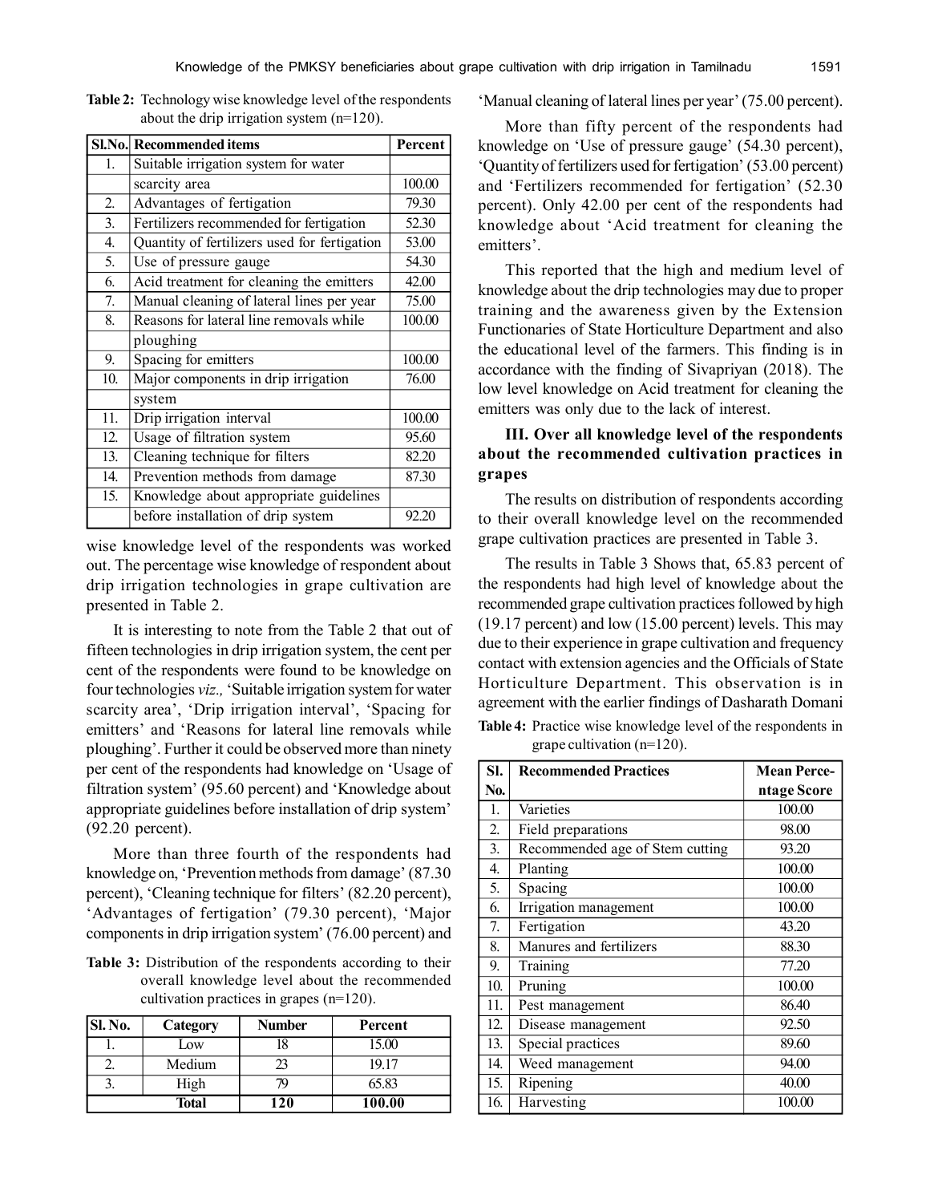**Table 2:** Technology wise knowledge level of the respondents about the drip irrigation system (n=120).

| Sl.No. | Recommended items | Percent |
|---|---|---|
| 1. | Suitable irrigation system for water scarcity area | 100.00 |
| 2. | Advantages of fertigation | 79.30 |
| 3. | Fertilizers recommended for fertigation | 52.30 |
| 4. | Quantity of fertilizers used for fertigation | 53.00 |
| 5. | Use of pressure gauge | 54.30 |
| 6. | Acid treatment for cleaning the emitters | 42.00 |
| 7. | Manual cleaning of lateral lines per year | 75.00 |
| 8. | Reasons for lateral line removals while ploughing | 100.00 |
| 9. | Spacing for emitters | 100.00 |
| 10. | Major components in drip irrigation system | 76.00 |
| 11. | Drip irrigation interval | 100.00 |
| 12. | Usage of filtration system | 95.60 |
| 13. | Cleaning technique for filters | 82.20 |
| 14. | Prevention methods from damage | 87.30 |
| 15. | Knowledge about appropriate guidelines before installation of drip system | 92.20 |

wise knowledge level of the respondents was worked out. The percentage wise knowledge of respondent about drip irrigation technologies in grape cultivation are presented in Table 2.

It is interesting to note from the Table 2 that out of fifteen technologies in drip irrigation system, the cent per cent of the respondents were found to be knowledge on four technologies *viz.,* 'Suitable irrigation system for water scarcity area', 'Drip irrigation interval', 'Spacing for emitters' and 'Reasons for lateral line removals while ploughing'. Further it could be observed more than ninety per cent of the respondents had knowledge on 'Usage of filtration system' (95.60 percent) and 'Knowledge about appropriate guidelines before installation of drip system' (92.20 percent).

More than three fourth of the respondents had knowledge on, 'Prevention methods from damage' (87.30 percent), 'Cleaning technique for filters' (82.20 percent), 'Advantages of fertigation' (79.30 percent), 'Major components in drip irrigation system' (76.00 percent) and 'Manual cleaning of lateral lines per year' (75.00 percent).

More than fifty percent of the respondents had knowledge on 'Use of pressure gauge' (54.30 percent), 'Quantity of fertilizers used for fertigation' (53.00 percent) and 'Fertilizers recommended for fertigation' (52.30 percent). Only 42.00 per cent of the respondents had knowledge about 'Acid treatment for cleaning the emitters'.

This reported that the high and medium level of knowledge about the drip technologies may due to proper training and the awareness given by the Extension Functionaries of State Horticulture Department and also the educational level of the farmers. This finding is in accordance with the finding of Sivapriyan (2018). The low level knowledge on Acid treatment for cleaning the emitters was only due to the lack of interest.

### III. Over all knowledge level of the respondents about the recommended cultivation practices in grapes

The results on distribution of respondents according to their overall knowledge level on the recommended grape cultivation practices are presented in Table 3.

**Table 3:** Distribution of the respondents according to their overall knowledge level about the recommended cultivation practices in grapes (n=120).

| Sl. No. | Category | Number | Percent |
|---|---|---|---|
| 1. | Low | 18 | 15.00 |
| 2. | Medium | 23 | 19.17 |
| 3. | High | 79 | 65.83 |
| | **Total** | **120** | **100.00** |

The results in Table 3 Shows that, 65.83 percent of the respondents had high level of knowledge about the recommended grape cultivation practices followed by high (19.17 percent) and low (15.00 percent) levels. This may due to their experience in grape cultivation and frequency contact with extension agencies and the Officials of State Horticulture Department. This observation is in agreement with the earlier findings of Dasharath Domani

**Table 4:** Practice wise knowledge level of the respondents in grape cultivation (n=120).

| Sl. No. | Recommended Practices | Mean Percentage Score |
|---|---|---|
| 1. | Varieties | 100.00 |
| 2. | Field preparations | 98.00 |
| 3. | Recommended age of Stem cutting | 93.20 |
| 4. | Planting | 100.00 |
| 5. | Spacing | 100.00 |
| 6. | Irrigation management | 100.00 |
| 7. | Fertigation | 43.20 |
| 8. | Manures and fertilizers | 88.30 |
| 9. | Training | 77.20 |
| 10. | Pruning | 100.00 |
| 11. | Pest management | 86.40 |
| 12. | Disease management | 92.50 |
| 13. | Special practices | 89.60 |
| 14. | Weed management | 94.00 |
| 15. | Ripening | 40.00 |
| 16. | Harvesting | 100.00 |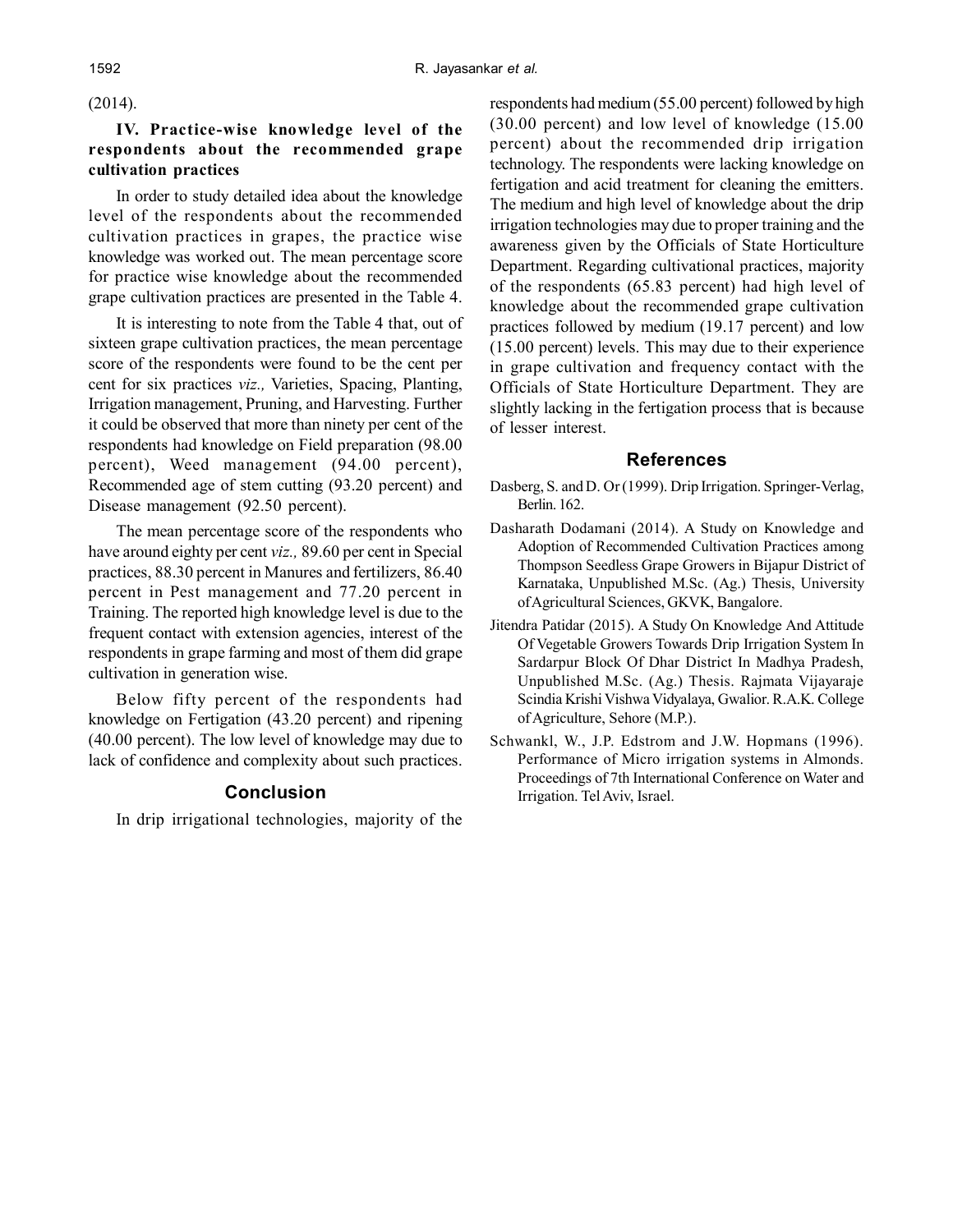(2014).

### IV. Practice-wise knowledge level of the respondents about the recommended grape cultivation practices

In order to study detailed idea about the knowledge level of the respondents about the recommended cultivation practices in grapes, the practice wise knowledge was worked out. The mean percentage score for practice wise knowledge about the recommended grape cultivation practices are presented in the Table 4.

It is interesting to note from the Table 4 that, out of sixteen grape cultivation practices, the mean percentage score of the respondents were found to be the cent per cent for six practices *viz.,* Varieties, Spacing, Planting, Irrigation management, Pruning, and Harvesting. Further it could be observed that more than ninety per cent of the respondents had knowledge on Field preparation (98.00 percent), Weed management (94.00 percent), Recommended age of stem cutting (93.20 percent) and Disease management (92.50 percent).

The mean percentage score of the respondents who have around eighty per cent *viz.,* 89.60 per cent in Special practices, 88.30 percent in Manures and fertilizers, 86.40 percent in Pest management and 77.20 percent in Training. The reported high knowledge level is due to the frequent contact with extension agencies, interest of the respondents in grape farming and most of them did grape cultivation in generation wise.

Below fifty percent of the respondents had knowledge on Fertigation (43.20 percent) and ripening (40.00 percent). The low level of knowledge may due to lack of confidence and complexity about such practices.

## Conclusion

In drip irrigational technologies, majority of the respondents had medium (55.00 percent) followed by high (30.00 percent) and low level of knowledge (15.00 percent) about the recommended drip irrigation technology. The respondents were lacking knowledge on fertigation and acid treatment for cleaning the emitters. The medium and high level of knowledge about the drip irrigation technologies may due to proper training and the awareness given by the Officials of State Horticulture Department. Regarding cultivational practices, majority of the respondents (65.83 percent) had high level of knowledge about the recommended grape cultivation practices followed by medium (19.17 percent) and low (15.00 percent) levels. This may due to their experience in grape cultivation and frequency contact with the Officials of State Horticulture Department. They are slightly lacking in the fertigation process that is because of lesser interest.

## References

Dasberg, S. and D. Or (1999). Drip Irrigation. Springer-Verlag, Berlin. 162.

Dasharath Dodamani (2014). A Study on Knowledge and Adoption of Recommended Cultivation Practices among Thompson Seedless Grape Growers in Bijapur District of Karnataka, Unpublished M.Sc. (Ag.) Thesis, University of Agricultural Sciences, GKVK, Bangalore.

Jitendra Patidar (2015). A Study On Knowledge And Attitude Of Vegetable Growers Towards Drip Irrigation System In Sardarpur Block Of Dhar District In Madhya Pradesh, Unpublished M.Sc. (Ag.) Thesis. Rajmata Vijayaraje Scindia Krishi Vishwa Vidyalaya, Gwalior. R.A.K. College of Agriculture, Sehore (M.P.).

Schwankl, W., J.P. Edstrom and J.W. Hopmans (1996). Performance of Micro irrigation systems in Almonds. Proceedings of 7th International Conference on Water and Irrigation. Tel Aviv, Israel.